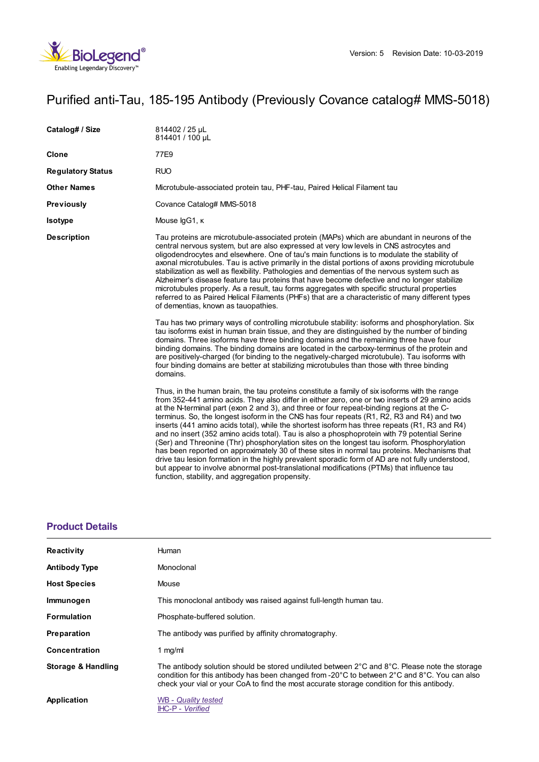Version: 5 Revision Date: 10-03-2019

# Purified anti-Tau, 185-195 Antibody (Previously Covance catalog# MMS-5018)

| | |
|---|---|
| **Catalog# / Size** | 814402 / 25 µL<br>814401 / 100 µL |
| **Clone** | 77E9 |
| **Regulatory Status** | RUO |
| **Other Names** | Microtubule-associated protein tau, PHF-tau, Paired Helical Filament tau |
| **Previously** | Covance Catalog# MMS-5018 |
| **Isotype** | Mouse IgG1, κ |

**Description**

Tau proteins are microtubule-associated protein (MAPs) which are abundant in neurons of the central nervous system, but are also expressed at very low levels in CNS astrocytes and oligodendrocytes and elsewhere. One of tau's main functions is to modulate the stability of axonal microtubules. Tau is active primarily in the distal portions of axons providing microtubule stabilization as well as flexibility. Pathologies and dementias of the nervous system such as Alzheimer's disease feature tau proteins that have become defective and no longer stabilize microtubules properly. As a result, tau forms aggregates with specific structural properties referred to as Paired Helical Filaments (PHFs) that are a characteristic of many different types of dementias, known as tauopathies.

Tau has two primary ways of controlling microtubule stability: isoforms and phosphorylation. Six tau isoforms exist in human brain tissue, and they are distinguished by the number of binding domains. Three isoforms have three binding domains and the remaining three have four binding domains. The binding domains are located in the carboxy-terminus of the protein and are positively-charged (for binding to the negatively-charged microtubule). Tau isoforms with four binding domains are better at stabilizing microtubules than those with three binding domains.

Thus, in the human brain, the tau proteins constitute a family of six isoforms with the range from 352-441 amino acids. They also differ in either zero, one or two inserts of 29 amino acids at the N-terminal part (exon 2 and 3), and three or four repeat-binding regions at the C-terminus. So, the longest isoform in the CNS has four repeats (R1, R2, R3 and R4) and two inserts (441 amino acids total), while the shortest isoform has three repeats (R1, R3 and R4) and no insert (352 amino acids total). Tau is also a phosphoprotein with 79 potential Serine (Ser) and Threonine (Thr) phosphorylation sites on the longest tau isoform. Phosphorylation has been reported on approximately 30 of these sites in normal tau proteins. Mechanisms that drive tau lesion formation in the highly prevalent sporadic form of AD are not fully understood, but appear to involve abnormal post-translational modifications (PTMs) that influence tau function, stability, and aggregation propensity.

## Product Details

| | |
|---|---|
| **Reactivity** | Human |
| **Antibody Type** | Monoclonal |
| **Host Species** | Mouse |
| **Immunogen** | This monoclonal antibody was raised against full-length human tau. |
| **Formulation** | Phosphate-buffered solution. |
| **Preparation** | The antibody was purified by affinity chromatography. |
| **Concentration** | 1 mg/ml |
| **Storage & Handling** | The antibody solution should be stored undiluted between 2°C and 8°C. Please note the storage condition for this antibody has been changed from -20°C to between 2°C and 8°C. You can also check your vial or your CoA to find the most accurate storage condition for this antibody. |
| **Application** | WB - *Quality tested*<br>IHC-P - *Verified* |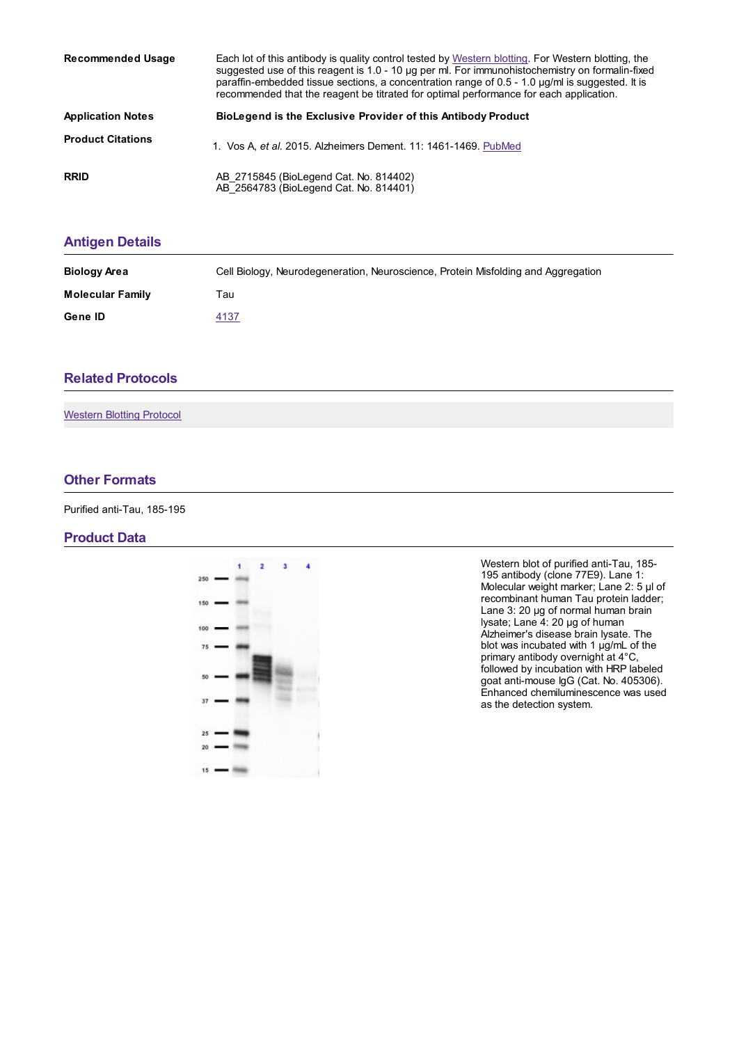| | |
|---|---|
| **Recommended Usage** | Each lot of this antibody is quality control tested by Western blotting. For Western blotting, the suggested use of this reagent is 1.0 - 10 µg per ml. For immunohistochemistry on formalin-fixed paraffin-embedded tissue sections, a concentration range of 0.5 - 1.0 µg/ml is suggested. It is recommended that the reagent be titrated for optimal performance for each application. |
| **Application Notes** | **BioLegend is the Exclusive Provider of this Antibody Product** |
| **Product Citations** | 1. Vos A, *et al.* 2015. Alzheimers Dement. 11: 1461-1469. PubMed |
| **RRID** | AB_2715845 (BioLegend Cat. No. 814402)<br>AB_2564783 (BioLegend Cat. No. 814401) |

## Antigen Details

| | |
|---|---|
| **Biology Area** | Cell Biology, Neurodegeneration, Neuroscience, Protein Misfolding and Aggregation |
| **Molecular Family** | Tau |
| **Gene ID** | 4137 |

## Related Protocols

Western Blotting Protocol

## Other Formats

Purified anti-Tau, 185-195

## Product Data

Western blot of purified anti-Tau, 185-195 antibody (clone 77E9). Lane 1: Molecular weight marker; Lane 2: 5 µl of recombinant human Tau protein ladder; Lane 3: 20 µg of normal human brain lysate; Lane 4: 20 µg of human Alzheimer's disease brain lysate. The blot was incubated with 1 µg/mL of the primary antibody overnight at 4°C, followed by incubation with HRP labeled goat anti-mouse IgG (Cat. No. 405306). Enhanced chemiluminescence was used as the detection system.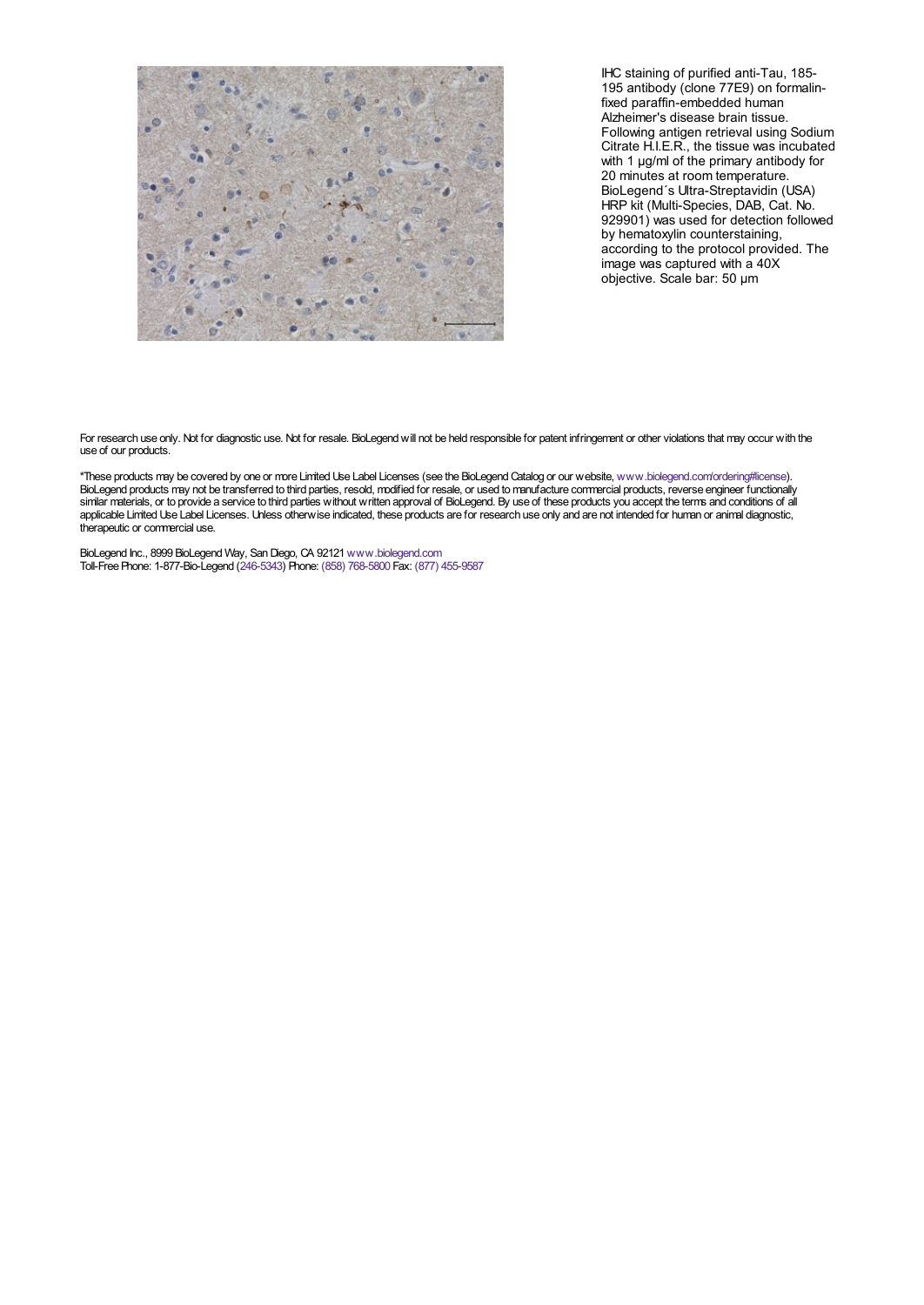IHC staining of purified anti-Tau, 185-195 antibody (clone 77E9) on formalin-fixed paraffin-embedded human Alzheimer's disease brain tissue. Following antigen retrieval using Sodium Citrate H.I.E.R., the tissue was incubated with 1 µg/ml of the primary antibody for 20 minutes at room temperature. BioLegend´s Ultra-Streptavidin (USA) HRP kit (Multi-Species, DAB, Cat. No. 929901) was used for detection followed by hematoxylin counterstaining, according to the protocol provided. The image was captured with a 40X objective. Scale bar: 50 µm

For research use only. Not for diagnostic use. Not for resale. BioLegend will not be held responsible for patent infringement or other violations that may occur with the use of our products.

*These products may be covered by one or more Limited Use Label Licenses (see the BioLegend Catalog or our website, www.biolegend.com/ordering#license). BioLegend products may not be transferred to third parties, resold, modified for resale, or used to manufacture commercial products, reverse engineer functionally similar materials, or to provide a service to third parties without written approval of BioLegend. By use of these products you accept the terms and conditions of all applicable Limited Use Label Licenses. Unless otherwise indicated, these products are for research use only and are not intended for human or animal diagnostic, therapeutic or commercial use.

BioLegend Inc., 8999 BioLegend Way, San Diego, CA 92121 www.biolegend.com
Toll-Free Phone: 1-877-Bio-Legend (246-5343) Phone: (858) 768-5800 Fax: (877) 455-9587